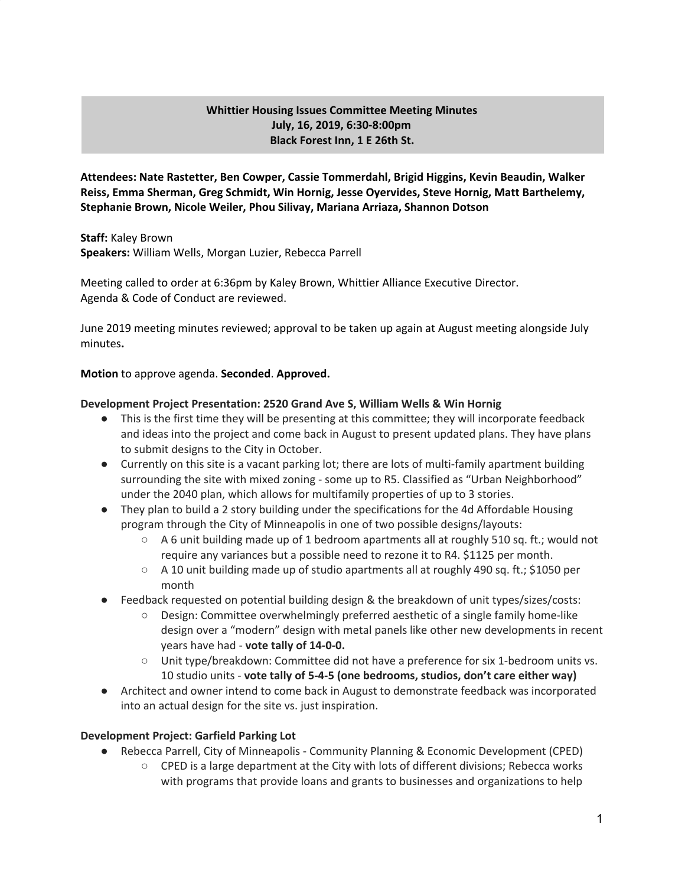**Whittier Housing Issues Committee Meeting Minutes**
**July, 16, 2019, 6:30-8:00pm**
**Black Forest Inn, 1 E 26th St.**

**Attendees: Nate Rastetter, Ben Cowper, Cassie Tommerdahl, Brigid Higgins, Kevin Beaudin, Walker Reiss, Emma Sherman, Greg Schmidt, Win Hornig, Jesse Oyervides, Steve Hornig, Matt Barthelemy, Stephanie Brown, Nicole Weiler, Phou Silivay, Mariana Arriaza, Shannon Dotson**

**Staff:** Kaley Brown
**Speakers:** William Wells, Morgan Luzier, Rebecca Parrell

Meeting called to order at 6:36pm by Kaley Brown, Whittier Alliance Executive Director.
Agenda & Code of Conduct are reviewed.

June 2019 meeting minutes reviewed; approval to be taken up again at August meeting alongside July minutes**.**

**Motion** to approve agenda. **Seconded**. **Approved.**

**Development Project Presentation: 2520 Grand Ave S, William Wells & Win Hornig**

- This is the first time they will be presenting at this committee; they will incorporate feedback and ideas into the project and come back in August to present updated plans. They have plans to submit designs to the City in October.
- Currently on this site is a vacant parking lot; there are lots of multi-family apartment building surrounding the site with mixed zoning - some up to R5. Classified as "Urban Neighborhood" under the 2040 plan, which allows for multifamily properties of up to 3 stories.
- They plan to build a 2 story building under the specifications for the 4d Affordable Housing program through the City of Minneapolis in one of two possible designs/layouts:
  - A 6 unit building made up of 1 bedroom apartments all at roughly 510 sq. ft.; would not require any variances but a possible need to rezone it to R4. $1125 per month.
  - A 10 unit building made up of studio apartments all at roughly 490 sq. ft.; $1050 per month
- Feedback requested on potential building design & the breakdown of unit types/sizes/costs:
  - Design: Committee overwhelmingly preferred aesthetic of a single family home-like design over a "modern" design with metal panels like other new developments in recent years have had - **vote tally of 14-0-0.**
  - Unit type/breakdown: Committee did not have a preference for six 1-bedroom units vs. 10 studio units - **vote tally of 5-4-5 (one bedrooms, studios, don't care either way)**
- Architect and owner intend to come back in August to demonstrate feedback was incorporated into an actual design for the site vs. just inspiration.

**Development Project: Garfield Parking Lot**

- Rebecca Parrell, City of Minneapolis - Community Planning & Economic Development (CPED)
  - CPED is a large department at the City with lots of different divisions; Rebecca works with programs that provide loans and grants to businesses and organizations to help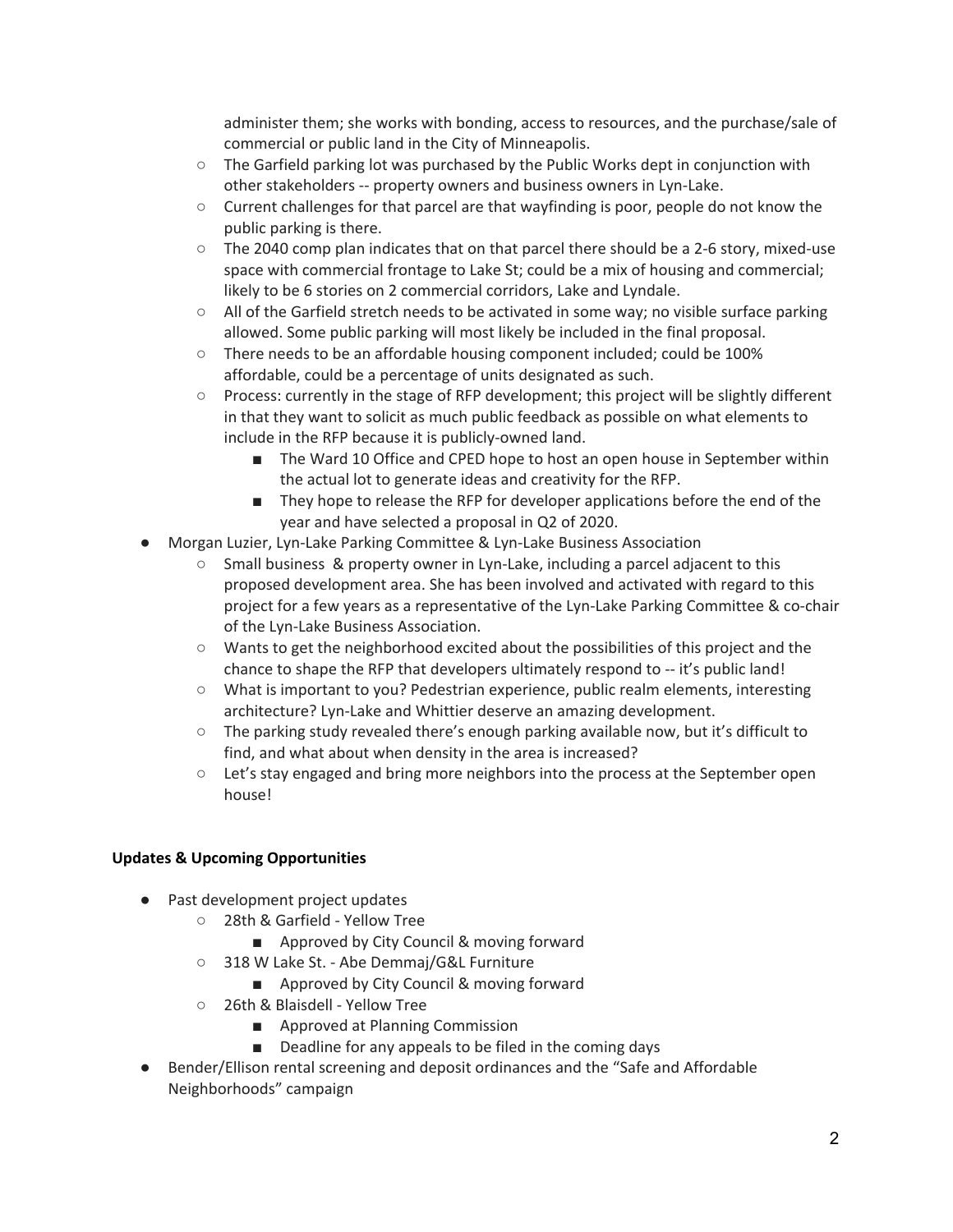administer them; she works with bonding, access to resources, and the purchase/sale of commercial or public land in the City of Minneapolis.
    - The Garfield parking lot was purchased by the Public Works dept in conjunction with other stakeholders -- property owners and business owners in Lyn-Lake.
    - Current challenges for that parcel are that wayfinding is poor, people do not know the public parking is there.
    - The 2040 comp plan indicates that on that parcel there should be a 2-6 story, mixed-use space with commercial frontage to Lake St; could be a mix of housing and commercial; likely to be 6 stories on 2 commercial corridors, Lake and Lyndale.
    - All of the Garfield stretch needs to be activated in some way; no visible surface parking allowed. Some public parking will most likely be included in the final proposal.
    - There needs to be an affordable housing component included; could be 100% affordable, could be a percentage of units designated as such.
    - Process: currently in the stage of RFP development; this project will be slightly different in that they want to solicit as much public feedback as possible on what elements to include in the RFP because it is publicly-owned land.
        - The Ward 10 Office and CPED hope to host an open house in September within the actual lot to generate ideas and creativity for the RFP.
        - They hope to release the RFP for developer applications before the end of the year and have selected a proposal in Q2 of 2020.
- Morgan Luzier, Lyn-Lake Parking Committee & Lyn-Lake Business Association
    - Small business & property owner in Lyn-Lake, including a parcel adjacent to this proposed development area. She has been involved and activated with regard to this project for a few years as a representative of the Lyn-Lake Parking Committee & co-chair of the Lyn-Lake Business Association.
    - Wants to get the neighborhood excited about the possibilities of this project and the chance to shape the RFP that developers ultimately respond to -- it's public land!
    - What is important to you? Pedestrian experience, public realm elements, interesting architecture? Lyn-Lake and Whittier deserve an amazing development.
    - The parking study revealed there's enough parking available now, but it's difficult to find, and what about when density in the area is increased?
    - Let's stay engaged and bring more neighbors into the process at the September open house!

**Updates & Upcoming Opportunities**

- Past development project updates
    - 28th & Garfield - Yellow Tree
        - Approved by City Council & moving forward
    - 318 W Lake St. - Abe Demmaj/G&L Furniture
        - Approved by City Council & moving forward
    - 26th & Blaisdell - Yellow Tree
        - Approved at Planning Commission
        - Deadline for any appeals to be filed in the coming days
- Bender/Ellison rental screening and deposit ordinances and the "Safe and Affordable Neighborhoods" campaign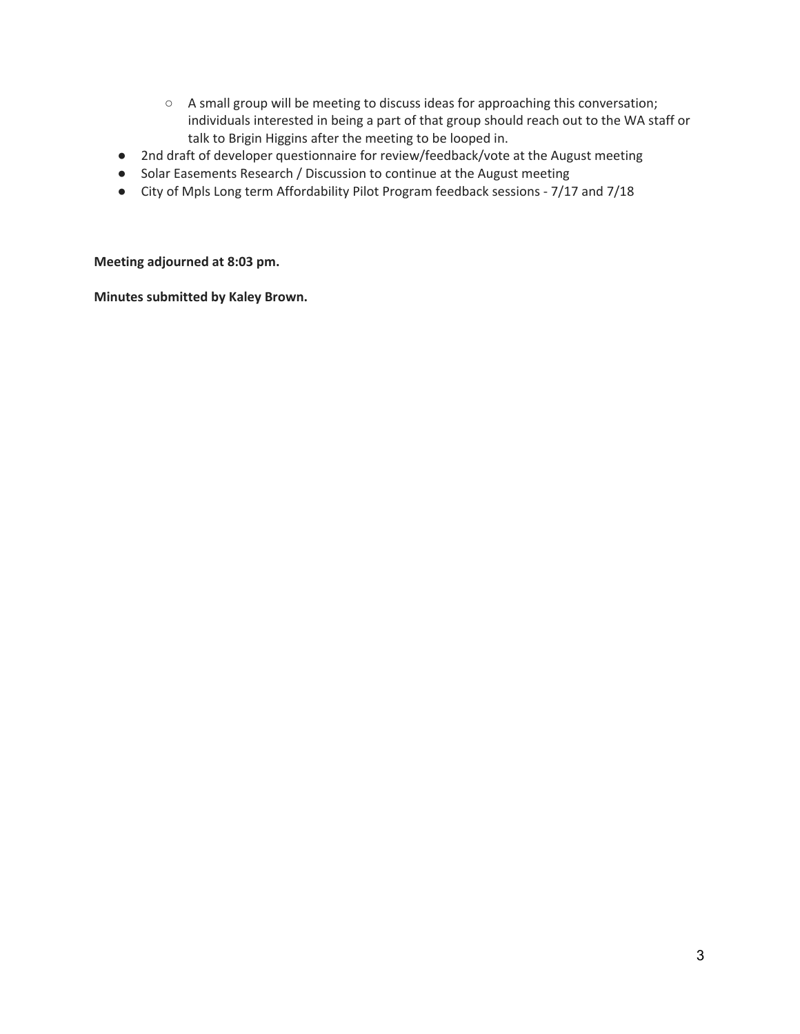- A small group will be meeting to discuss ideas for approaching this conversation; individuals interested in being a part of that group should reach out to the WA staff or talk to Brigin Higgins after the meeting to be looped in.
- 2nd draft of developer questionnaire for review/feedback/vote at the August meeting
- Solar Easements Research / Discussion to continue at the August meeting
- City of Mpls Long term Affordability Pilot Program feedback sessions - 7/17 and 7/18

**Meeting adjourned at 8:03 pm.**

**Minutes submitted by Kaley Brown.**